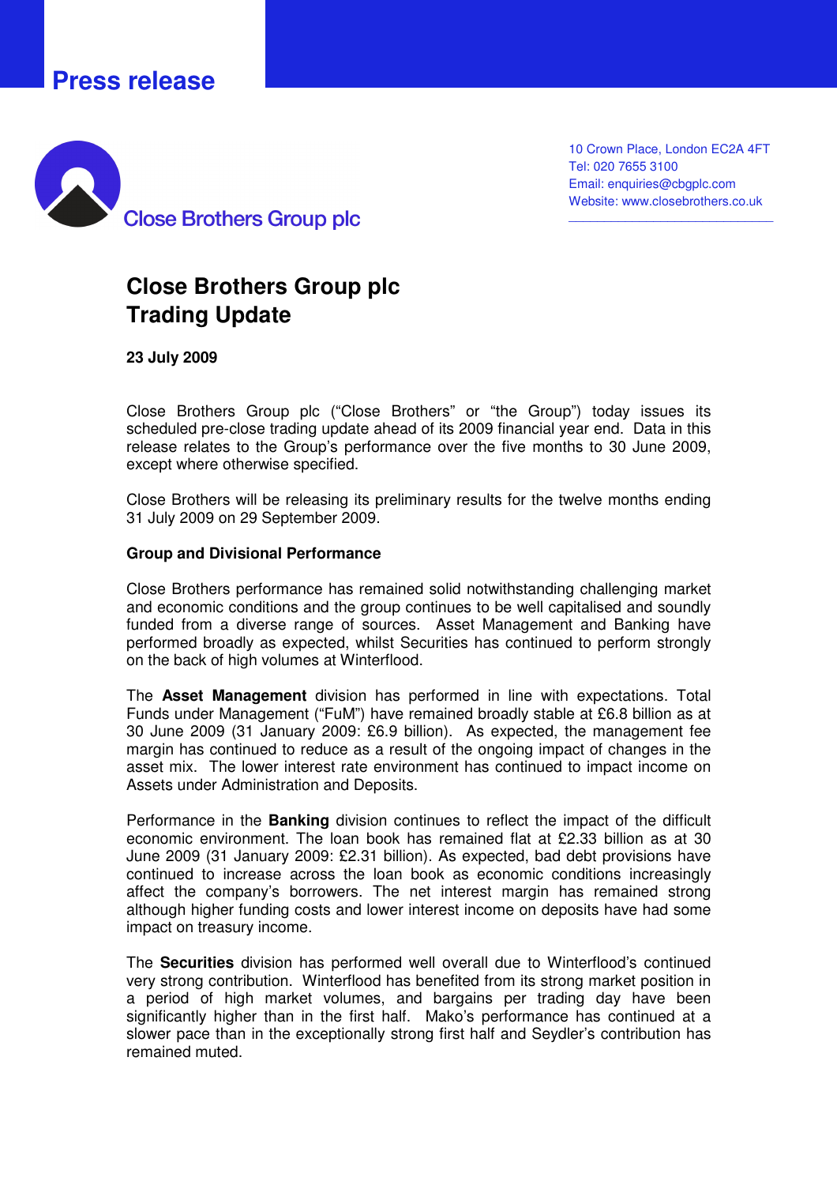Press release

Close Brothers Group plc

10 Crown Place, London EC2A 4FT
Tel: 020 7655 3100
Email: enquiries@cbgplc.com
Website: www.closebrothers.co.uk

# Close Brothers Group plc
# Trading Update

**23 July 2009**

Close Brothers Group plc ("Close Brothers" or "the Group") today issues its scheduled pre-close trading update ahead of its 2009 financial year end. Data in this release relates to the Group's performance over the five months to 30 June 2009, except where otherwise specified.

Close Brothers will be releasing its preliminary results for the twelve months ending 31 July 2009 on 29 September 2009.

**Group and Divisional Performance**

Close Brothers performance has remained solid notwithstanding challenging market and economic conditions and the group continues to be well capitalised and soundly funded from a diverse range of sources. Asset Management and Banking have performed broadly as expected, whilst Securities has continued to perform strongly on the back of high volumes at Winterflood.

The **Asset Management** division has performed in line with expectations. Total Funds under Management ("FuM") have remained broadly stable at £6.8 billion as at 30 June 2009 (31 January 2009: £6.9 billion). As expected, the management fee margin has continued to reduce as a result of the ongoing impact of changes in the asset mix. The lower interest rate environment has continued to impact income on Assets under Administration and Deposits.

Performance in the **Banking** division continues to reflect the impact of the difficult economic environment. The loan book has remained flat at £2.33 billion as at 30 June 2009 (31 January 2009: £2.31 billion). As expected, bad debt provisions have continued to increase across the loan book as economic conditions increasingly affect the company's borrowers. The net interest margin has remained strong although higher funding costs and lower interest income on deposits have had some impact on treasury income.

The **Securities** division has performed well overall due to Winterflood's continued very strong contribution. Winterflood has benefited from its strong market position in a period of high market volumes, and bargains per trading day have been significantly higher than in the first half. Mako's performance has continued at a slower pace than in the exceptionally strong first half and Seydler's contribution has remained muted.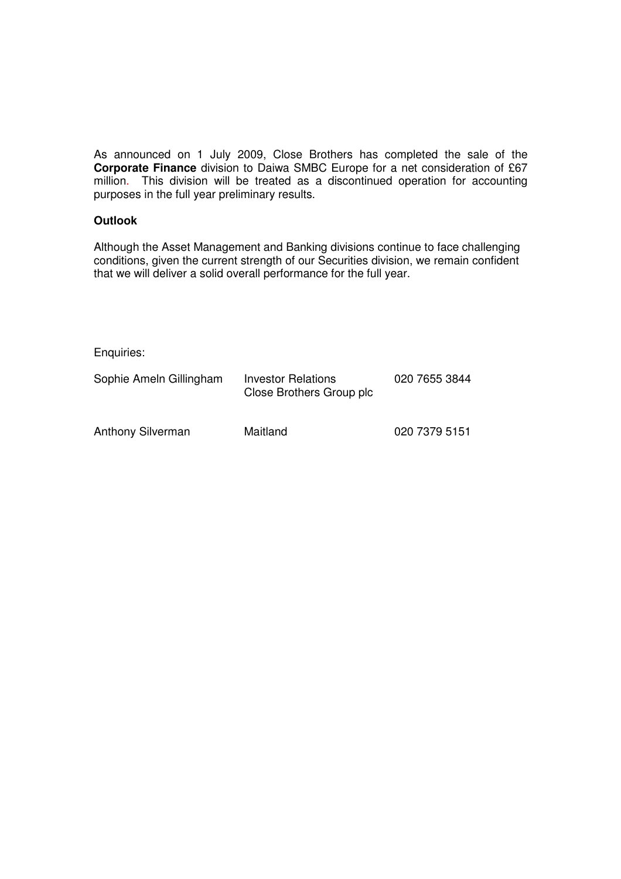As announced on 1 July 2009, Close Brothers has completed the sale of the **Corporate Finance** division to Daiwa SMBC Europe for a net consideration of £67 million. This division will be treated as a discontinued operation for accounting purposes in the full year preliminary results.

**Outlook**

Although the Asset Management and Banking divisions continue to face challenging conditions, given the current strength of our Securities division, we remain confident that we will deliver a solid overall performance for the full year.

Enquiries:

| | | |
|---|---|---|
| Sophie Ameln Gillingham | Investor Relations<br>Close Brothers Group plc | 020 7655 3844 |
| Anthony Silverman | Maitland | 020 7379 5151 |